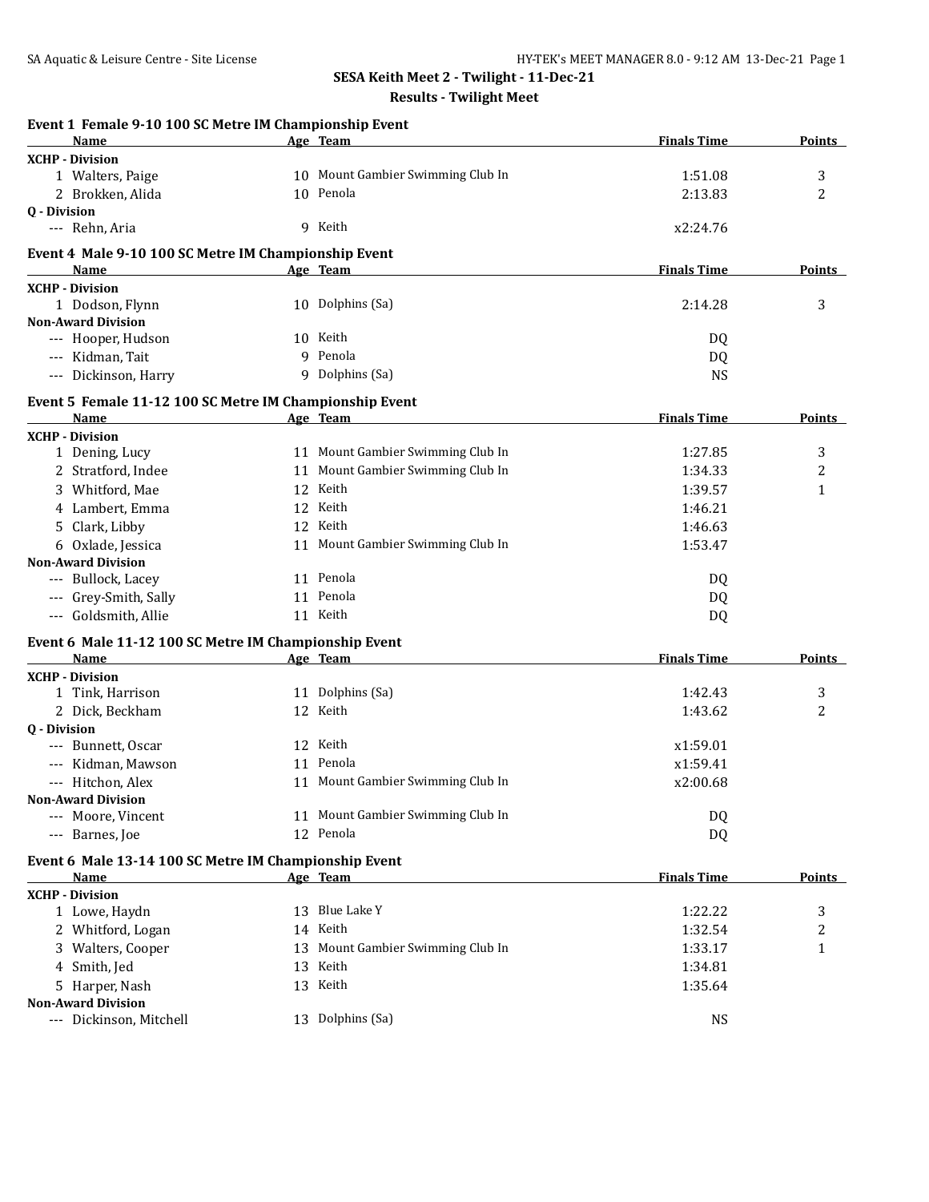# SESA Keith Meet 2 - Twilight - 11-Dec-21

## Results - Twilight Meet

### Event 1 Female 9-10 100 SC Metre IM Championship Event

| Name | Age | Team | Finals Time | Points |
|---|---|---|---|---|
| **XCHP - Division** | | | | |
| 1 Walters, Paige | 10 | Mount Gambier Swimming Club In | 1:51.08 | 3 |
| 2 Brokken, Alida | 10 | Penola | 2:13.83 | 2 |
| **Q - Division** | | | | |
| --- Rehn, Aria | 9 | Keith | x2:24.76 | |

### Event 4 Male 9-10 100 SC Metre IM Championship Event

| Name | Age | Team | Finals Time | Points |
|---|---|---|---|---|
| **XCHP - Division** | | | | |
| 1 Dodson, Flynn | 10 | Dolphins (Sa) | 2:14.28 | 3 |
| **Non-Award Division** | | | | |
| --- Hooper, Hudson | 10 | Keith | DQ | |
| --- Kidman, Tait | 9 | Penola | DQ | |
| --- Dickinson, Harry | 9 | Dolphins (Sa) | NS | |

### Event 5 Female 11-12 100 SC Metre IM Championship Event

| Name | Age | Team | Finals Time | Points |
|---|---|---|---|---|
| **XCHP - Division** | | | | |
| 1 Dening, Lucy | 11 | Mount Gambier Swimming Club In | 1:27.85 | 3 |
| 2 Stratford, Indee | 11 | Mount Gambier Swimming Club In | 1:34.33 | 2 |
| 3 Whitford, Mae | 12 | Keith | 1:39.57 | 1 |
| 4 Lambert, Emma | 12 | Keith | 1:46.21 | |
| 5 Clark, Libby | 12 | Keith | 1:46.63 | |
| 6 Oxlade, Jessica | 11 | Mount Gambier Swimming Club In | 1:53.47 | |
| **Non-Award Division** | | | | |
| --- Bullock, Lacey | 11 | Penola | DQ | |
| --- Grey-Smith, Sally | 11 | Penola | DQ | |
| --- Goldsmith, Allie | 11 | Keith | DQ | |

### Event 6 Male 11-12 100 SC Metre IM Championship Event

| Name | Age | Team | Finals Time | Points |
|---|---|---|---|---|
| **XCHP - Division** | | | | |
| 1 Tink, Harrison | 11 | Dolphins (Sa) | 1:42.43 | 3 |
| 2 Dick, Beckham | 12 | Keith | 1:43.62 | 2 |
| **Q - Division** | | | | |
| --- Bunnett, Oscar | 12 | Keith | x1:59.01 | |
| --- Kidman, Mawson | 11 | Penola | x1:59.41 | |
| --- Hitchon, Alex | 11 | Mount Gambier Swimming Club In | x2:00.68 | |
| **Non-Award Division** | | | | |
| --- Moore, Vincent | 11 | Mount Gambier Swimming Club In | DQ | |
| --- Barnes, Joe | 12 | Penola | DQ | |

### Event 6 Male 13-14 100 SC Metre IM Championship Event

| Name | Age | Team | Finals Time | Points |
|---|---|---|---|---|
| **XCHP - Division** | | | | |
| 1 Lowe, Haydn | 13 | Blue Lake Y | 1:22.22 | 3 |
| 2 Whitford, Logan | 14 | Keith | 1:32.54 | 2 |
| 3 Walters, Cooper | 13 | Mount Gambier Swimming Club In | 1:33.17 | 1 |
| 4 Smith, Jed | 13 | Keith | 1:34.81 | |
| 5 Harper, Nash | 13 | Keith | 1:35.64 | |
| **Non-Award Division** | | | | |
| --- Dickinson, Mitchell | 13 | Dolphins (Sa) | NS | |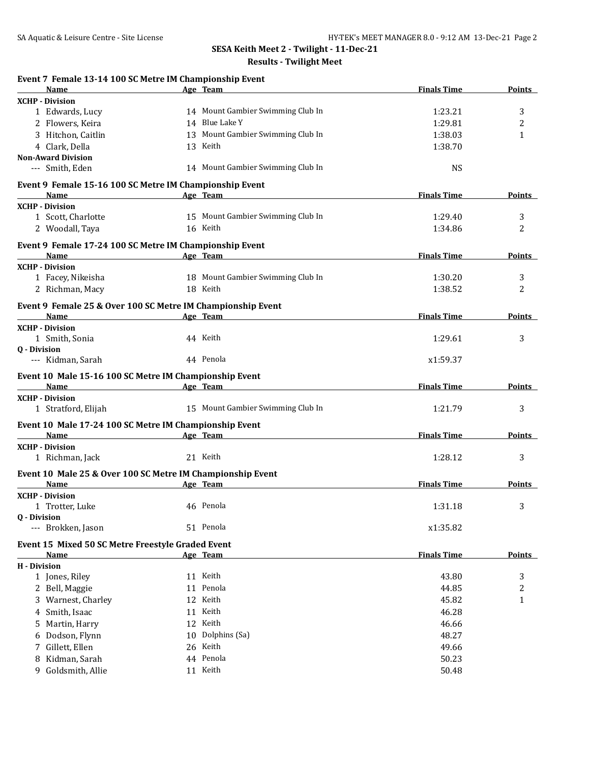## SESA Keith Meet 2 - Twilight - 11-Dec-21

### Results - Twilight Meet

#### Event 7 Female 13-14 100 SC Metre IM Championship Event

| | Name | Age | Team | Finals Time | Points |
|---|---|---|---|---|---|
| **XCHP - Division** | | | | | |
| 1 | Edwards, Lucy | 14 | Mount Gambier Swimming Club In | 1:23.21 | 3 |
| 2 | Flowers, Keira | 14 | Blue Lake Y | 1:29.81 | 2 |
| 3 | Hitchon, Caitlin | 13 | Mount Gambier Swimming Club In | 1:38.03 | 1 |
| 4 | Clark, Della | 13 | Keith | 1:38.70 | |
| **Non-Award Division** | | | | | |
| --- | Smith, Eden | 14 | Mount Gambier Swimming Club In | NS | |

#### Event 9 Female 15-16 100 SC Metre IM Championship Event

| | Name | Age | Team | Finals Time | Points |
|---|---|---|---|---|---|
| **XCHP - Division** | | | | | |
| 1 | Scott, Charlotte | 15 | Mount Gambier Swimming Club In | 1:29.40 | 3 |
| 2 | Woodall, Taya | 16 | Keith | 1:34.86 | 2 |

#### Event 9 Female 17-24 100 SC Metre IM Championship Event

| | Name | Age | Team | Finals Time | Points |
|---|---|---|---|---|---|
| **XCHP - Division** | | | | | |
| 1 | Facey, Nikeisha | 18 | Mount Gambier Swimming Club In | 1:30.20 | 3 |
| 2 | Richman, Macy | 18 | Keith | 1:38.52 | 2 |

#### Event 9 Female 25 & Over 100 SC Metre IM Championship Event

| | Name | Age | Team | Finals Time | Points |
|---|---|---|---|---|---|
| **XCHP - Division** | | | | | |
| 1 | Smith, Sonia | 44 | Keith | 1:29.61 | 3 |
| **Q - Division** | | | | | |
| --- | Kidman, Sarah | 44 | Penola | x1:59.37 | |

#### Event 10 Male 15-16 100 SC Metre IM Championship Event

| | Name | Age | Team | Finals Time | Points |
|---|---|---|---|---|---|
| **XCHP - Division** | | | | | |
| 1 | Stratford, Elijah | 15 | Mount Gambier Swimming Club In | 1:21.79 | 3 |

#### Event 10 Male 17-24 100 SC Metre IM Championship Event

| | Name | Age | Team | Finals Time | Points |
|---|---|---|---|---|---|
| **XCHP - Division** | | | | | |
| 1 | Richman, Jack | 21 | Keith | 1:28.12 | 3 |

#### Event 10 Male 25 & Over 100 SC Metre IM Championship Event

| | Name | Age | Team | Finals Time | Points |
|---|---|---|---|---|---|
| **XCHP - Division** | | | | | |
| 1 | Trotter, Luke | 46 | Penola | 1:31.18 | 3 |
| **Q - Division** | | | | | |
| --- | Brokken, Jason | 51 | Penola | x1:35.82 | |

#### Event 15 Mixed 50 SC Metre Freestyle Graded Event

| | Name | Age | Team | Finals Time | Points |
|---|---|---|---|---|---|
| **H - Division** | | | | | |
| 1 | Jones, Riley | 11 | Keith | 43.80 | 3 |
| 2 | Bell, Maggie | 11 | Penola | 44.85 | 2 |
| 3 | Warnest, Charley | 12 | Keith | 45.82 | 1 |
| 4 | Smith, Isaac | 11 | Keith | 46.28 | |
| 5 | Martin, Harry | 12 | Keith | 46.66 | |
| 6 | Dodson, Flynn | 10 | Dolphins (Sa) | 48.27 | |
| 7 | Gillett, Ellen | 26 | Keith | 49.66 | |
| 8 | Kidman, Sarah | 44 | Penola | 50.23 | |
| 9 | Goldsmith, Allie | 11 | Keith | 50.48 | |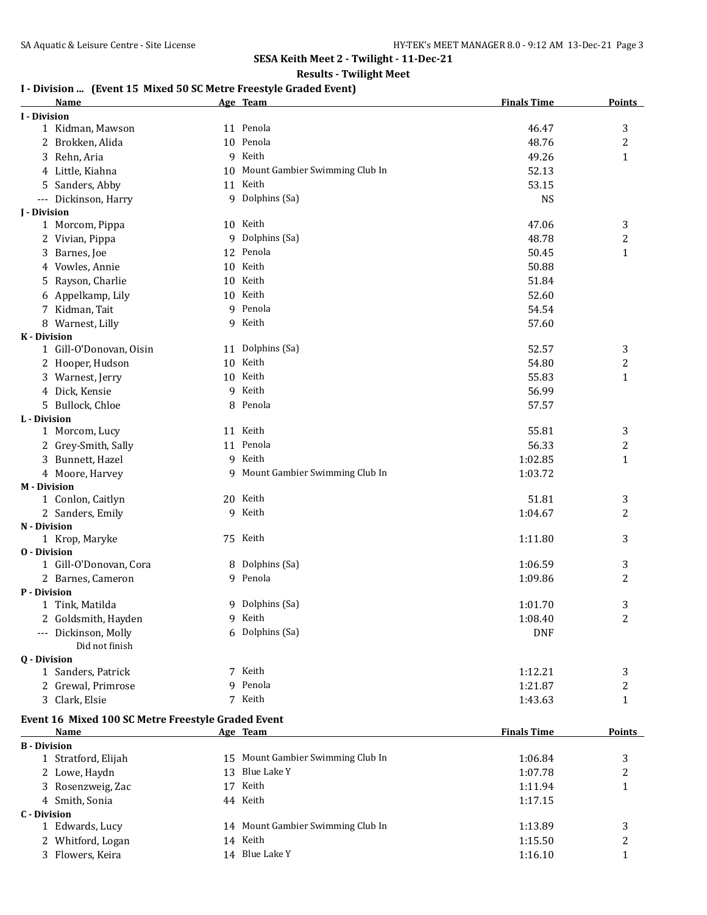## SESA Keith Meet 2 - Twilight - 11-Dec-21

### Results - Twilight Meet

### I - Division ... (Event 15 Mixed 50 SC Metre Freestyle Graded Event)

| | Name | Age | Team | Finals Time | Points |
|---|---|---|---|---|---|
| **I - Division** | | | | | |
| 1 | Kidman, Mawson | 11 | Penola | 46.47 | 3 |
| 2 | Brokken, Alida | 10 | Penola | 48.76 | 2 |
| 3 | Rehn, Aria | 9 | Keith | 49.26 | 1 |
| 4 | Little, Kiahna | 10 | Mount Gambier Swimming Club In | 52.13 | |
| 5 | Sanders, Abby | 11 | Keith | 53.15 | |
| --- | Dickinson, Harry | 9 | Dolphins (Sa) | NS | |
| **J - Division** | | | | | |
| 1 | Morcom, Pippa | 10 | Keith | 47.06 | 3 |
| 2 | Vivian, Pippa | 9 | Dolphins (Sa) | 48.78 | 2 |
| 3 | Barnes, Joe | 12 | Penola | 50.45 | 1 |
| 4 | Vowles, Annie | 10 | Keith | 50.88 | |
| 5 | Rayson, Charlie | 10 | Keith | 51.84 | |
| 6 | Appelkamp, Lily | 10 | Keith | 52.60 | |
| 7 | Kidman, Tait | 9 | Penola | 54.54 | |
| 8 | Warnest, Lilly | 9 | Keith | 57.60 | |
| **K - Division** | | | | | |
| 1 | Gill-O'Donovan, Oisin | 11 | Dolphins (Sa) | 52.57 | 3 |
| 2 | Hooper, Hudson | 10 | Keith | 54.80 | 2 |
| 3 | Warnest, Jerry | 10 | Keith | 55.83 | 1 |
| 4 | Dick, Kensie | 9 | Keith | 56.99 | |
| 5 | Bullock, Chloe | 8 | Penola | 57.57 | |
| **L - Division** | | | | | |
| 1 | Morcom, Lucy | 11 | Keith | 55.81 | 3 |
| 2 | Grey-Smith, Sally | 11 | Penola | 56.33 | 2 |
| 3 | Bunnett, Hazel | 9 | Keith | 1:02.85 | 1 |
| 4 | Moore, Harvey | 9 | Mount Gambier Swimming Club In | 1:03.72 | |
| **M - Division** | | | | | |
| 1 | Conlon, Caitlyn | 20 | Keith | 51.81 | 3 |
| 2 | Sanders, Emily | 9 | Keith | 1:04.67 | 2 |
| **N - Division** | | | | | |
| 1 | Krop, Maryke | 75 | Keith | 1:11.80 | 3 |
| **O - Division** | | | | | |
| 1 | Gill-O'Donovan, Cora | 8 | Dolphins (Sa) | 1:06.59 | 3 |
| 2 | Barnes, Cameron | 9 | Penola | 1:09.86 | 2 |
| **P - Division** | | | | | |
| 1 | Tink, Matilda | 9 | Dolphins (Sa) | 1:01.70 | 3 |
| 2 | Goldsmith, Hayden | 9 | Keith | 1:08.40 | 2 |
| --- | Dickinson, Molly<br>Did not finish | 6 | Dolphins (Sa) | DNF | |
| **Q - Division** | | | | | |
| 1 | Sanders, Patrick | 7 | Keith | 1:12.21 | 3 |
| 2 | Grewal, Primrose | 9 | Penola | 1:21.87 | 2 |
| 3 | Clark, Elsie | 7 | Keith | 1:43.63 | 1 |

### Event 16 Mixed 100 SC Metre Freestyle Graded Event

| | Name | Age | Team | Finals Time | Points |
|---|---|---|---|---|---|
| **B - Division** | | | | | |
| 1 | Stratford, Elijah | 15 | Mount Gambier Swimming Club In | 1:06.84 | 3 |
| 2 | Lowe, Haydn | 13 | Blue Lake Y | 1:07.78 | 2 |
| 3 | Rosenzweig, Zac | 17 | Keith | 1:11.94 | 1 |
| 4 | Smith, Sonia | 44 | Keith | 1:17.15 | |
| **C - Division** | | | | | |
| 1 | Edwards, Lucy | 14 | Mount Gambier Swimming Club In | 1:13.89 | 3 |
| 2 | Whitford, Logan | 14 | Keith | 1:15.50 | 2 |
| 3 | Flowers, Keira | 14 | Blue Lake Y | 1:16.10 | 1 |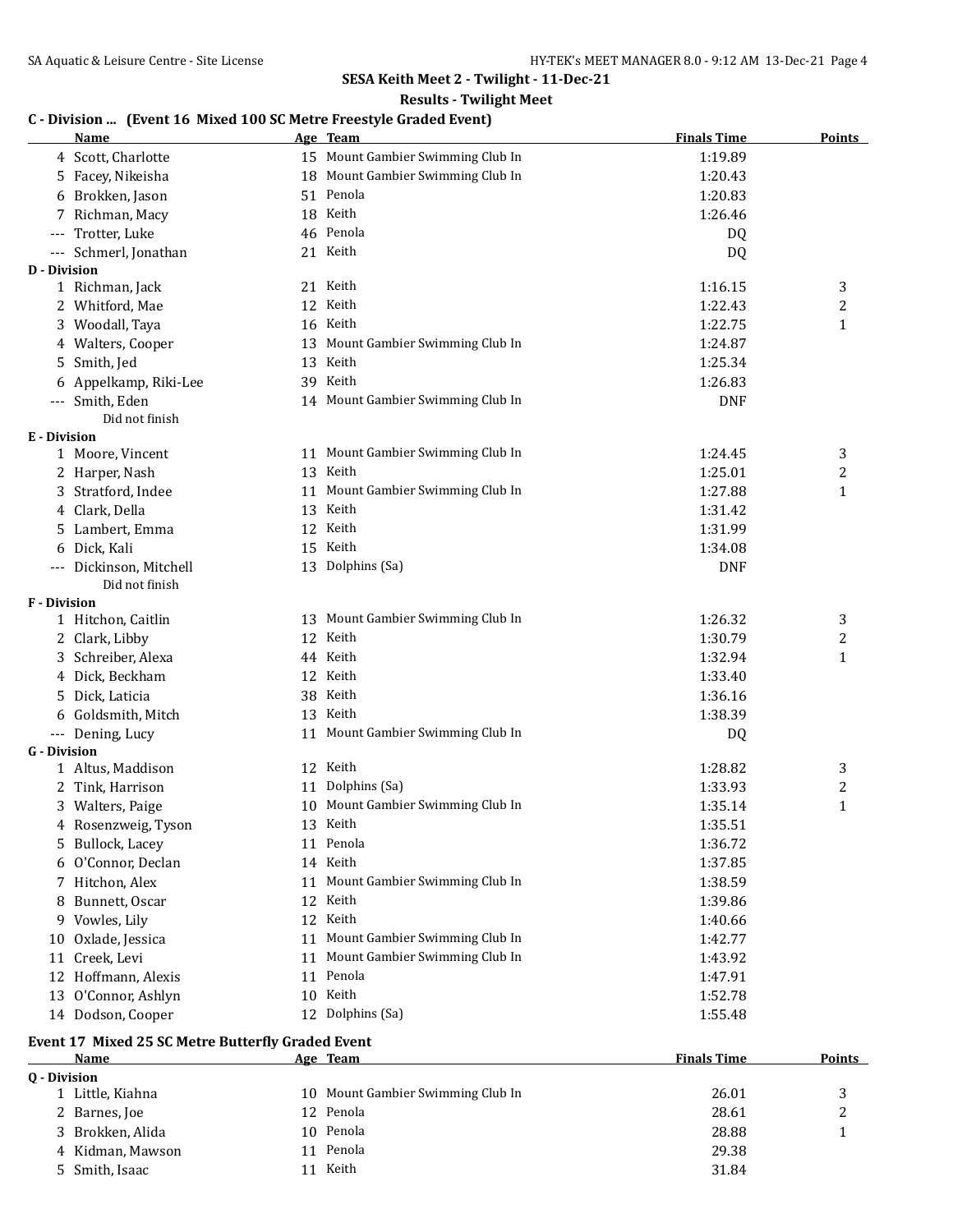## SESA Keith Meet 2 - Twilight - 11-Dec-21

### Results - Twilight Meet

### C - Division ... (Event 16 Mixed 100 SC Metre Freestyle Graded Event)

| | Name | Age | Team | Finals Time | Points |
|---|---|---|---|---|---|
| 4 | Scott, Charlotte | 15 | Mount Gambier Swimming Club In | 1:19.89 | |
| 5 | Facey, Nikeisha | 18 | Mount Gambier Swimming Club In | 1:20.43 | |
| 6 | Brokken, Jason | 51 | Penola | 1:20.83 | |
| 7 | Richman, Macy | 18 | Keith | 1:26.46 | |
| --- | Trotter, Luke | 46 | Penola | DQ | |
| --- | Schmerl, Jonathan | 21 | Keith | DQ | |
| **D - Division** | | | | | |
| 1 | Richman, Jack | 21 | Keith | 1:16.15 | 3 |
| 2 | Whitford, Mae | 12 | Keith | 1:22.43 | 2 |
| 3 | Woodall, Taya | 16 | Keith | 1:22.75 | 1 |
| 4 | Walters, Cooper | 13 | Mount Gambier Swimming Club In | 1:24.87 | |
| 5 | Smith, Jed | 13 | Keith | 1:25.34 | |
| 6 | Appelkamp, Riki-Lee | 39 | Keith | 1:26.83 | |
| --- | Smith, Eden | 14 | Mount Gambier Swimming Club In | DNF | |
| | Did not finish | | | | |
| **E - Division** | | | | | |
| 1 | Moore, Vincent | 11 | Mount Gambier Swimming Club In | 1:24.45 | 3 |
| 2 | Harper, Nash | 13 | Keith | 1:25.01 | 2 |
| 3 | Stratford, Indee | 11 | Mount Gambier Swimming Club In | 1:27.88 | 1 |
| 4 | Clark, Della | 13 | Keith | 1:31.42 | |
| 5 | Lambert, Emma | 12 | Keith | 1:31.99 | |
| 6 | Dick, Kali | 15 | Keith | 1:34.08 | |
| --- | Dickinson, Mitchell | 13 | Dolphins (Sa) | DNF | |
| | Did not finish | | | | |
| **F - Division** | | | | | |
| 1 | Hitchon, Caitlin | 13 | Mount Gambier Swimming Club In | 1:26.32 | 3 |
| 2 | Clark, Libby | 12 | Keith | 1:30.79 | 2 |
| 3 | Schreiber, Alexa | 44 | Keith | 1:32.94 | 1 |
| 4 | Dick, Beckham | 12 | Keith | 1:33.40 | |
| 5 | Dick, Laticia | 38 | Keith | 1:36.16 | |
| 6 | Goldsmith, Mitch | 13 | Keith | 1:38.39 | |
| --- | Dening, Lucy | 11 | Mount Gambier Swimming Club In | DQ | |
| **G - Division** | | | | | |
| 1 | Altus, Maddison | 12 | Keith | 1:28.82 | 3 |
| 2 | Tink, Harrison | 11 | Dolphins (Sa) | 1:33.93 | 2 |
| 3 | Walters, Paige | 10 | Mount Gambier Swimming Club In | 1:35.14 | 1 |
| 4 | Rosenzweig, Tyson | 13 | Keith | 1:35.51 | |
| 5 | Bullock, Lacey | 11 | Penola | 1:36.72 | |
| 6 | O'Connor, Declan | 14 | Keith | 1:37.85 | |
| 7 | Hitchon, Alex | 11 | Mount Gambier Swimming Club In | 1:38.59 | |
| 8 | Bunnett, Oscar | 12 | Keith | 1:39.86 | |
| 9 | Vowles, Lily | 12 | Keith | 1:40.66 | |
| 10 | Oxlade, Jessica | 11 | Mount Gambier Swimming Club In | 1:42.77 | |
| 11 | Creek, Levi | 11 | Mount Gambier Swimming Club In | 1:43.92 | |
| 12 | Hoffmann, Alexis | 11 | Penola | 1:47.91 | |
| 13 | O'Connor, Ashlyn | 10 | Keith | 1:52.78 | |
| 14 | Dodson, Cooper | 12 | Dolphins (Sa) | 1:55.48 | |

### Event 17 Mixed 25 SC Metre Butterfly Graded Event

| | Name | Age | Team | Finals Time | Points |
|---|---|---|---|---|---|
| **Q - Division** | | | | | |
| 1 | Little, Kiahna | 10 | Mount Gambier Swimming Club In | 26.01 | 3 |
| 2 | Barnes, Joe | 12 | Penola | 28.61 | 2 |
| 3 | Brokken, Alida | 10 | Penola | 28.88 | 1 |
| 4 | Kidman, Mawson | 11 | Penola | 29.38 | |
| 5 | Smith, Isaac | 11 | Keith | 31.84 | |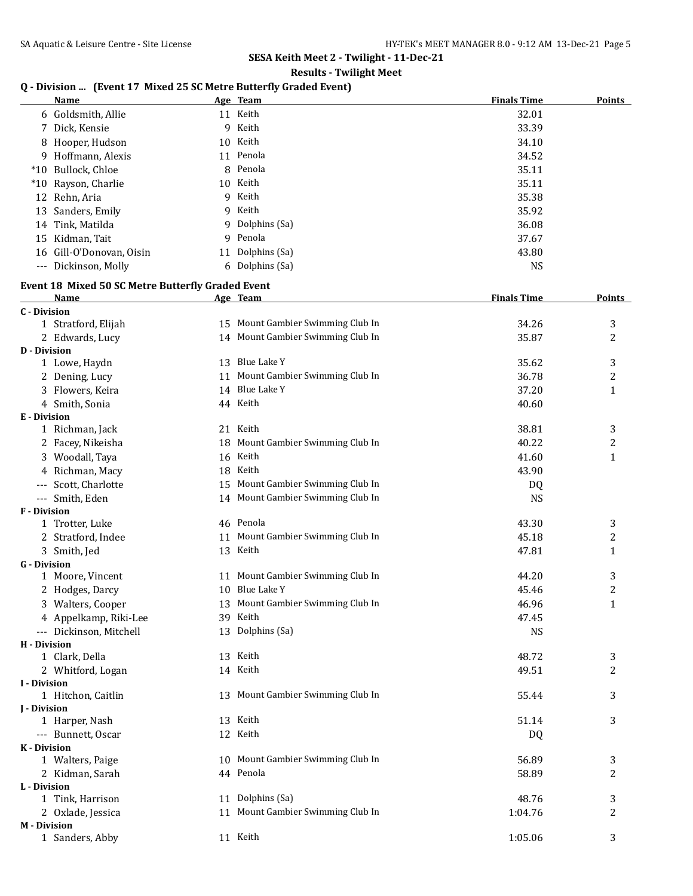## SESA Keith Meet 2 - Twilight - 11-Dec-21

### Results - Twilight Meet

### Q - Division ... (Event 17 Mixed 25 SC Metre Butterfly Graded Event)

| | Name | Age | Team | Finals Time | Points |
|---|---|---|---|---|---|
| 6 | Goldsmith, Allie | 11 | Keith | 32.01 | |
| 7 | Dick, Kensie | 9 | Keith | 33.39 | |
| 8 | Hooper, Hudson | 10 | Keith | 34.10 | |
| 9 | Hoffmann, Alexis | 11 | Penola | 34.52 | |
| *10 | Bullock, Chloe | 8 | Penola | 35.11 | |
| *10 | Rayson, Charlie | 10 | Keith | 35.11 | |
| 12 | Rehn, Aria | 9 | Keith | 35.38 | |
| 13 | Sanders, Emily | 9 | Keith | 35.92 | |
| 14 | Tink, Matilda | 9 | Dolphins (Sa) | 36.08 | |
| 15 | Kidman, Tait | 9 | Penola | 37.67 | |
| 16 | Gill-O'Donovan, Oisin | 11 | Dolphins (Sa) | 43.80 | |
| --- | Dickinson, Molly | 6 | Dolphins (Sa) | NS | |

### Event 18 Mixed 50 SC Metre Butterfly Graded Event

| | Name | Age | Team | Finals Time | Points |
|---|---|---|---|---|---|
| **C - Division** | | | | | |
| 1 | Stratford, Elijah | 15 | Mount Gambier Swimming Club In | 34.26 | 3 |
| 2 | Edwards, Lucy | 14 | Mount Gambier Swimming Club In | 35.87 | 2 |
| **D - Division** | | | | | |
| 1 | Lowe, Haydn | 13 | Blue Lake Y | 35.62 | 3 |
| 2 | Dening, Lucy | 11 | Mount Gambier Swimming Club In | 36.78 | 2 |
| 3 | Flowers, Keira | 14 | Blue Lake Y | 37.20 | 1 |
| 4 | Smith, Sonia | 44 | Keith | 40.60 | |
| **E - Division** | | | | | |
| 1 | Richman, Jack | 21 | Keith | 38.81 | 3 |
| 2 | Facey, Nikeisha | 18 | Mount Gambier Swimming Club In | 40.22 | 2 |
| 3 | Woodall, Taya | 16 | Keith | 41.60 | 1 |
| 4 | Richman, Macy | 18 | Keith | 43.90 | |
| --- | Scott, Charlotte | 15 | Mount Gambier Swimming Club In | DQ | |
| --- | Smith, Eden | 14 | Mount Gambier Swimming Club In | NS | |
| **F - Division** | | | | | |
| 1 | Trotter, Luke | 46 | Penola | 43.30 | 3 |
| 2 | Stratford, Indee | 11 | Mount Gambier Swimming Club In | 45.18 | 2 |
| 3 | Smith, Jed | 13 | Keith | 47.81 | 1 |
| **G - Division** | | | | | |
| 1 | Moore, Vincent | 11 | Mount Gambier Swimming Club In | 44.20 | 3 |
| 2 | Hodges, Darcy | 10 | Blue Lake Y | 45.46 | 2 |
| 3 | Walters, Cooper | 13 | Mount Gambier Swimming Club In | 46.96 | 1 |
| 4 | Appelkamp, Riki-Lee | 39 | Keith | 47.45 | |
| --- | Dickinson, Mitchell | 13 | Dolphins (Sa) | NS | |
| **H - Division** | | | | | |
| 1 | Clark, Della | 13 | Keith | 48.72 | 3 |
| 2 | Whitford, Logan | 14 | Keith | 49.51 | 2 |
| **I - Division** | | | | | |
| 1 | Hitchon, Caitlin | 13 | Mount Gambier Swimming Club In | 55.44 | 3 |
| **J - Division** | | | | | |
| 1 | Harper, Nash | 13 | Keith | 51.14 | 3 |
| --- | Bunnett, Oscar | 12 | Keith | DQ | |
| **K - Division** | | | | | |
| 1 | Walters, Paige | 10 | Mount Gambier Swimming Club In | 56.89 | 3 |
| 2 | Kidman, Sarah | 44 | Penola | 58.89 | 2 |
| **L - Division** | | | | | |
| 1 | Tink, Harrison | 11 | Dolphins (Sa) | 48.76 | 3 |
| 2 | Oxlade, Jessica | 11 | Mount Gambier Swimming Club In | 1:04.76 | 2 |
| **M - Division** | | | | | |
| 1 | Sanders, Abby | 11 | Keith | 1:05.06 | 3 |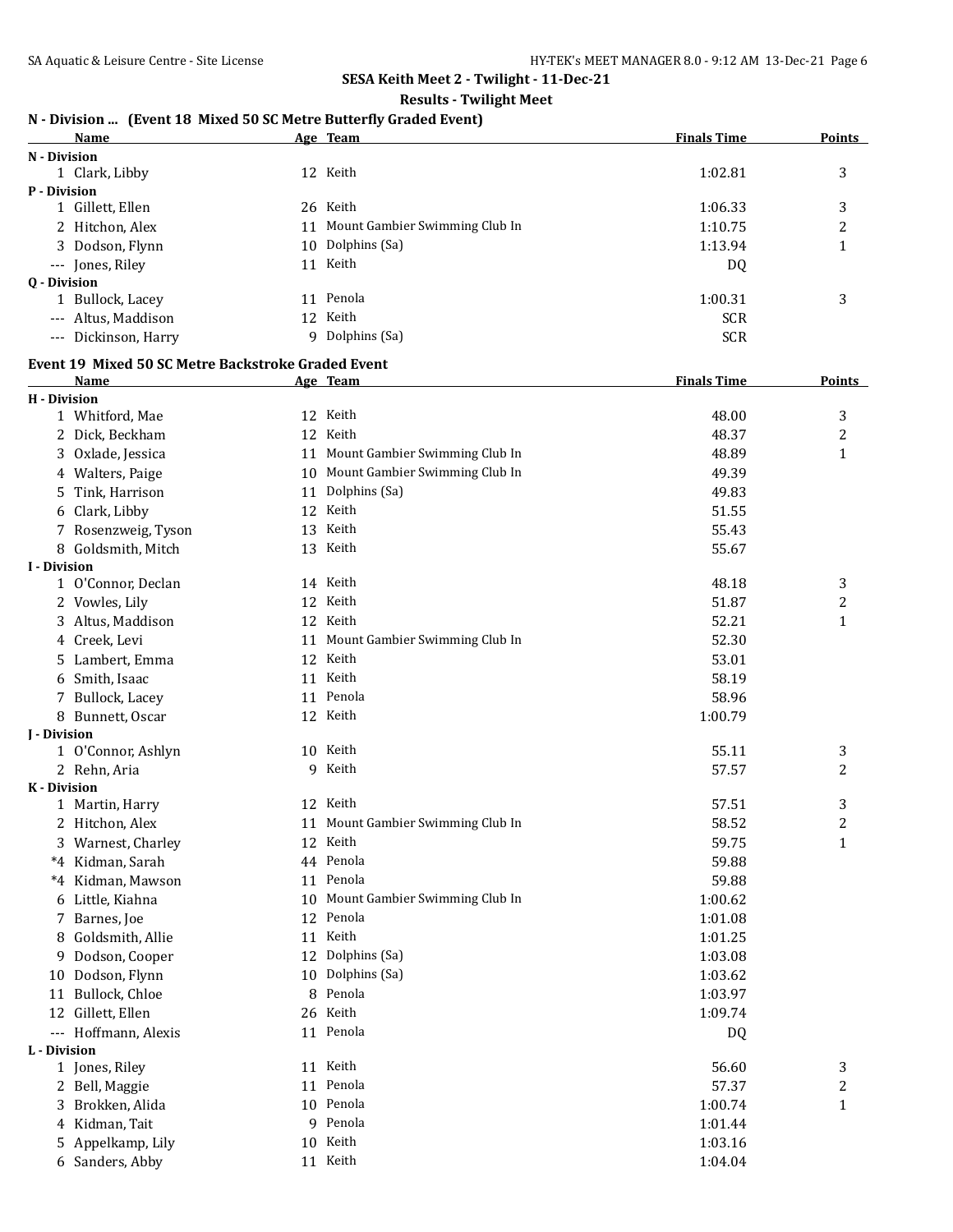## SESA Keith Meet 2 - Twilight - 11-Dec-21

### Results - Twilight Meet

### N - Division ... (Event 18 Mixed 50 SC Metre Butterfly Graded Event)

| | Name | Age | Team | Finals Time | Points |
|---|---|---|---|---|---|
| **N - Division** | | | | | |
| 1 | Clark, Libby | 12 | Keith | 1:02.81 | 3 |
| **P - Division** | | | | | |
| 1 | Gillett, Ellen | 26 | Keith | 1:06.33 | 3 |
| 2 | Hitchon, Alex | 11 | Mount Gambier Swimming Club In | 1:10.75 | 2 |
| 3 | Dodson, Flynn | 10 | Dolphins (Sa) | 1:13.94 | 1 |
| --- | Jones, Riley | 11 | Keith | DQ | |
| **Q - Division** | | | | | |
| 1 | Bullock, Lacey | 11 | Penola | 1:00.31 | 3 |
| --- | Altus, Maddison | 12 | Keith | SCR | |
| --- | Dickinson, Harry | 9 | Dolphins (Sa) | SCR | |

### Event 19 Mixed 50 SC Metre Backstroke Graded Event

| | Name | Age | Team | Finals Time | Points |
|---|---|---|---|---|---|
| **H - Division** | | | | | |
| 1 | Whitford, Mae | 12 | Keith | 48.00 | 3 |
| 2 | Dick, Beckham | 12 | Keith | 48.37 | 2 |
| 3 | Oxlade, Jessica | 11 | Mount Gambier Swimming Club In | 48.89 | 1 |
| 4 | Walters, Paige | 10 | Mount Gambier Swimming Club In | 49.39 | |
| 5 | Tink, Harrison | 11 | Dolphins (Sa) | 49.83 | |
| 6 | Clark, Libby | 12 | Keith | 51.55 | |
| 7 | Rosenzweig, Tyson | 13 | Keith | 55.43 | |
| 8 | Goldsmith, Mitch | 13 | Keith | 55.67 | |
| **I - Division** | | | | | |
| 1 | O'Connor, Declan | 14 | Keith | 48.18 | 3 |
| 2 | Vowles, Lily | 12 | Keith | 51.87 | 2 |
| 3 | Altus, Maddison | 12 | Keith | 52.21 | 1 |
| 4 | Creek, Levi | 11 | Mount Gambier Swimming Club In | 52.30 | |
| 5 | Lambert, Emma | 12 | Keith | 53.01 | |
| 6 | Smith, Isaac | 11 | Keith | 58.19 | |
| 7 | Bullock, Lacey | 11 | Penola | 58.96 | |
| 8 | Bunnett, Oscar | 12 | Keith | 1:00.79 | |
| **J - Division** | | | | | |
| 1 | O'Connor, Ashlyn | 10 | Keith | 55.11 | 3 |
| 2 | Rehn, Aria | 9 | Keith | 57.57 | 2 |
| **K - Division** | | | | | |
| 1 | Martin, Harry | 12 | Keith | 57.51 | 3 |
| 2 | Hitchon, Alex | 11 | Mount Gambier Swimming Club In | 58.52 | 2 |
| 3 | Warnest, Charley | 12 | Keith | 59.75 | 1 |
| *4 | Kidman, Sarah | 44 | Penola | 59.88 | |
| *4 | Kidman, Mawson | 11 | Penola | 59.88 | |
| 6 | Little, Kiahna | 10 | Mount Gambier Swimming Club In | 1:00.62 | |
| 7 | Barnes, Joe | 12 | Penola | 1:01.08 | |
| 8 | Goldsmith, Allie | 11 | Keith | 1:01.25 | |
| 9 | Dodson, Cooper | 12 | Dolphins (Sa) | 1:03.08 | |
| 10 | Dodson, Flynn | 10 | Dolphins (Sa) | 1:03.62 | |
| 11 | Bullock, Chloe | 8 | Penola | 1:03.97 | |
| 12 | Gillett, Ellen | 26 | Keith | 1:09.74 | |
| --- | Hoffmann, Alexis | 11 | Penola | DQ | |
| **L - Division** | | | | | |
| 1 | Jones, Riley | 11 | Keith | 56.60 | 3 |
| 2 | Bell, Maggie | 11 | Penola | 57.37 | 2 |
| 3 | Brokken, Alida | 10 | Penola | 1:00.74 | 1 |
| 4 | Kidman, Tait | 9 | Penola | 1:01.44 | |
| 5 | Appelkamp, Lily | 10 | Keith | 1:03.16 | |
| 6 | Sanders, Abby | 11 | Keith | 1:04.04 | |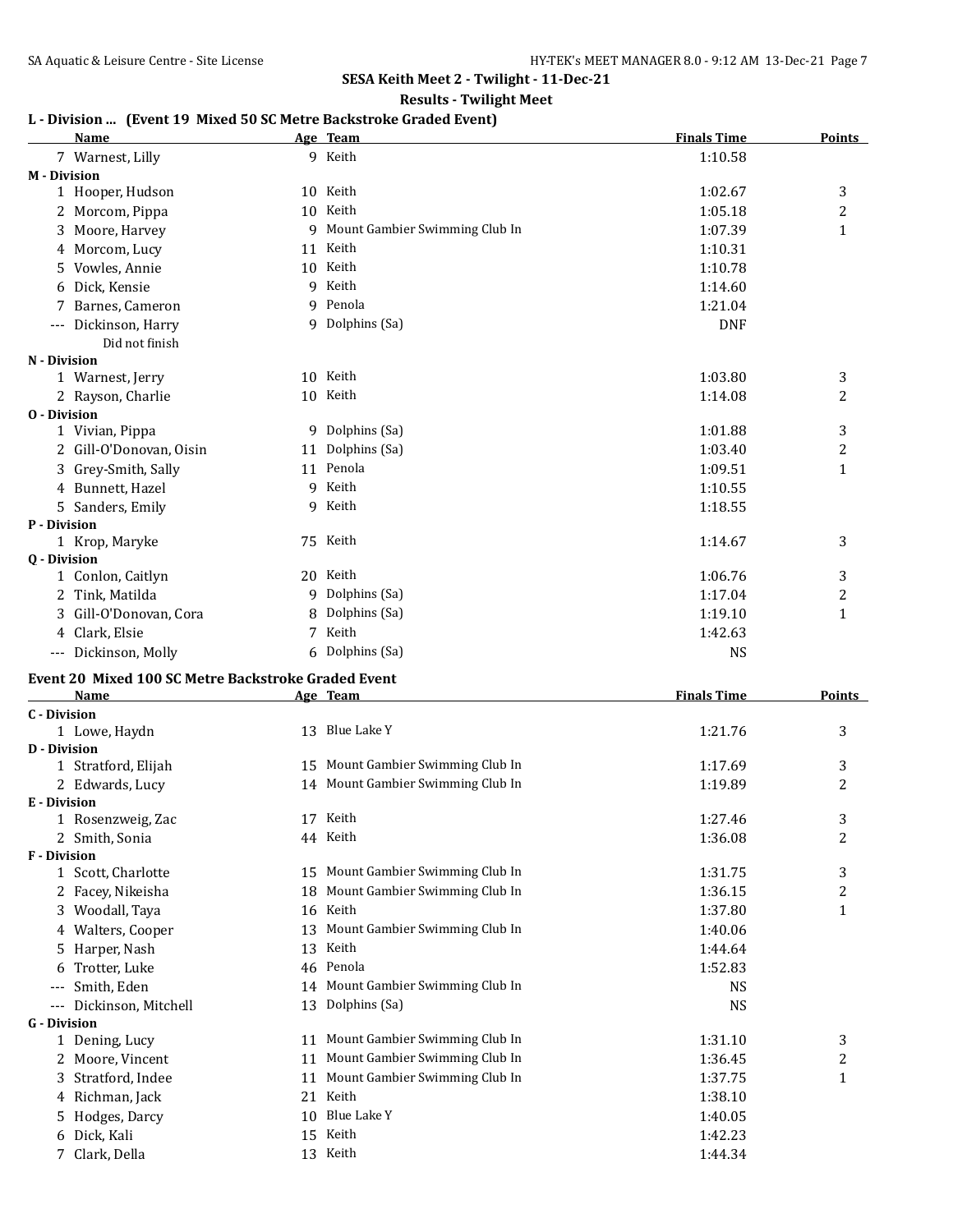## SESA Keith Meet 2 - Twilight - 11-Dec-21

### Results - Twilight Meet

**L - Division ... (Event 19 Mixed 50 SC Metre Backstroke Graded Event)**

| | Name | Age | Team | Finals Time | Points |
|---|---|---|---|---|---|
| 7 | Warnest, Lilly | 9 | Keith | 1:10.58 | |
| **M - Division** | | | | | |
| 1 | Hooper, Hudson | 10 | Keith | 1:02.67 | 3 |
| 2 | Morcom, Pippa | 10 | Keith | 1:05.18 | 2 |
| 3 | Moore, Harvey | 9 | Mount Gambier Swimming Club In | 1:07.39 | 1 |
| 4 | Morcom, Lucy | 11 | Keith | 1:10.31 | |
| 5 | Vowles, Annie | 10 | Keith | 1:10.78 | |
| 6 | Dick, Kensie | 9 | Keith | 1:14.60 | |
| 7 | Barnes, Cameron | 9 | Penola | 1:21.04 | |
| --- | Dickinson, Harry | 9 | Dolphins (Sa) | DNF | |
| | Did not finish | | | | |
| **N - Division** | | | | | |
| 1 | Warnest, Jerry | 10 | Keith | 1:03.80 | 3 |
| 2 | Rayson, Charlie | 10 | Keith | 1:14.08 | 2 |
| **O - Division** | | | | | |
| 1 | Vivian, Pippa | 9 | Dolphins (Sa) | 1:01.88 | 3 |
| 2 | Gill-O'Donovan, Oisin | 11 | Dolphins (Sa) | 1:03.40 | 2 |
| 3 | Grey-Smith, Sally | 11 | Penola | 1:09.51 | 1 |
| 4 | Bunnett, Hazel | 9 | Keith | 1:10.55 | |
| 5 | Sanders, Emily | 9 | Keith | 1:18.55 | |
| **P - Division** | | | | | |
| 1 | Krop, Maryke | 75 | Keith | 1:14.67 | 3 |
| **Q - Division** | | | | | |
| 1 | Conlon, Caitlyn | 20 | Keith | 1:06.76 | 3 |
| 2 | Tink, Matilda | 9 | Dolphins (Sa) | 1:17.04 | 2 |
| 3 | Gill-O'Donovan, Cora | 8 | Dolphins (Sa) | 1:19.10 | 1 |
| 4 | Clark, Elsie | 7 | Keith | 1:42.63 | |
| --- | Dickinson, Molly | 6 | Dolphins (Sa) | NS | |

**Event 20 Mixed 100 SC Metre Backstroke Graded Event**

| | Name | Age | Team | Finals Time | Points |
|---|---|---|---|---|---|
| **C - Division** | | | | | |
| 1 | Lowe, Haydn | 13 | Blue Lake Y | 1:21.76 | 3 |
| **D - Division** | | | | | |
| 1 | Stratford, Elijah | 15 | Mount Gambier Swimming Club In | 1:17.69 | 3 |
| 2 | Edwards, Lucy | 14 | Mount Gambier Swimming Club In | 1:19.89 | 2 |
| **E - Division** | | | | | |
| 1 | Rosenzweig, Zac | 17 | Keith | 1:27.46 | 3 |
| 2 | Smith, Sonia | 44 | Keith | 1:36.08 | 2 |
| **F - Division** | | | | | |
| 1 | Scott, Charlotte | 15 | Mount Gambier Swimming Club In | 1:31.75 | 3 |
| 2 | Facey, Nikeisha | 18 | Mount Gambier Swimming Club In | 1:36.15 | 2 |
| 3 | Woodall, Taya | 16 | Keith | 1:37.80 | 1 |
| 4 | Walters, Cooper | 13 | Mount Gambier Swimming Club In | 1:40.06 | |
| 5 | Harper, Nash | 13 | Keith | 1:44.64 | |
| 6 | Trotter, Luke | 46 | Penola | 1:52.83 | |
| --- | Smith, Eden | 14 | Mount Gambier Swimming Club In | NS | |
| --- | Dickinson, Mitchell | 13 | Dolphins (Sa) | NS | |
| **G - Division** | | | | | |
| 1 | Dening, Lucy | 11 | Mount Gambier Swimming Club In | 1:31.10 | 3 |
| 2 | Moore, Vincent | 11 | Mount Gambier Swimming Club In | 1:36.45 | 2 |
| 3 | Stratford, Indee | 11 | Mount Gambier Swimming Club In | 1:37.75 | 1 |
| 4 | Richman, Jack | 21 | Keith | 1:38.10 | |
| 5 | Hodges, Darcy | 10 | Blue Lake Y | 1:40.05 | |
| 6 | Dick, Kali | 15 | Keith | 1:42.23 | |
| 7 | Clark, Della | 13 | Keith | 1:44.34 | |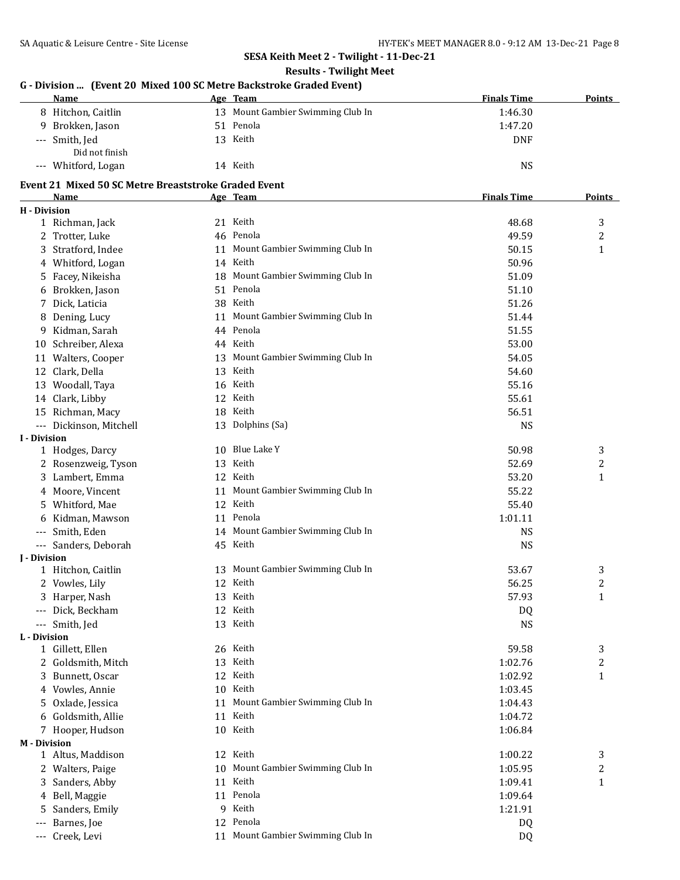## SESA Keith Meet 2 - Twilight - 11-Dec-21

### Results - Twilight Meet

### G - Division ... (Event 20 Mixed 100 SC Metre Backstroke Graded Event)

| | Name | Age | Team | Finals Time | Points |
|---|---|---|---|---|---|
| 8 | Hitchon, Caitlin | 13 | Mount Gambier Swimming Club In | 1:46.30 | |
| 9 | Brokken, Jason | 51 | Penola | 1:47.20 | |
| --- | Smith, Jed | 13 | Keith | DNF | |
| | Did not finish | | | | |
| --- | Whitford, Logan | 14 | Keith | NS | |

### Event 21 Mixed 50 SC Metre Breaststroke Graded Event

| | Name | Age | Team | Finals Time | Points |
|---|---|---|---|---|---|
| **H - Division** | | | | | |
| 1 | Richman, Jack | 21 | Keith | 48.68 | 3 |
| 2 | Trotter, Luke | 46 | Penola | 49.59 | 2 |
| 3 | Stratford, Indee | 11 | Mount Gambier Swimming Club In | 50.15 | 1 |
| 4 | Whitford, Logan | 14 | Keith | 50.96 | |
| 5 | Facey, Nikeisha | 18 | Mount Gambier Swimming Club In | 51.09 | |
| 6 | Brokken, Jason | 51 | Penola | 51.10 | |
| 7 | Dick, Laticia | 38 | Keith | 51.26 | |
| 8 | Dening, Lucy | 11 | Mount Gambier Swimming Club In | 51.44 | |
| 9 | Kidman, Sarah | 44 | Penola | 51.55 | |
| 10 | Schreiber, Alexa | 44 | Keith | 53.00 | |
| 11 | Walters, Cooper | 13 | Mount Gambier Swimming Club In | 54.05 | |
| 12 | Clark, Della | 13 | Keith | 54.60 | |
| 13 | Woodall, Taya | 16 | Keith | 55.16 | |
| 14 | Clark, Libby | 12 | Keith | 55.61 | |
| 15 | Richman, Macy | 18 | Keith | 56.51 | |
| --- | Dickinson, Mitchell | 13 | Dolphins (Sa) | NS | |
| **I - Division** | | | | | |
| 1 | Hodges, Darcy | 10 | Blue Lake Y | 50.98 | 3 |
| 2 | Rosenzweig, Tyson | 13 | Keith | 52.69 | 2 |
| 3 | Lambert, Emma | 12 | Keith | 53.20 | 1 |
| 4 | Moore, Vincent | 11 | Mount Gambier Swimming Club In | 55.22 | |
| 5 | Whitford, Mae | 12 | Keith | 55.40 | |
| 6 | Kidman, Mawson | 11 | Penola | 1:01.11 | |
| --- | Smith, Eden | 14 | Mount Gambier Swimming Club In | NS | |
| --- | Sanders, Deborah | 45 | Keith | NS | |
| **J - Division** | | | | | |
| 1 | Hitchon, Caitlin | 13 | Mount Gambier Swimming Club In | 53.67 | 3 |
| 2 | Vowles, Lily | 12 | Keith | 56.25 | 2 |
| 3 | Harper, Nash | 13 | Keith | 57.93 | 1 |
| --- | Dick, Beckham | 12 | Keith | DQ | |
| --- | Smith, Jed | 13 | Keith | NS | |
| **L - Division** | | | | | |
| 1 | Gillett, Ellen | 26 | Keith | 59.58 | 3 |
| 2 | Goldsmith, Mitch | 13 | Keith | 1:02.76 | 2 |
| 3 | Bunnett, Oscar | 12 | Keith | 1:02.92 | 1 |
| 4 | Vowles, Annie | 10 | Keith | 1:03.45 | |
| 5 | Oxlade, Jessica | 11 | Mount Gambier Swimming Club In | 1:04.43 | |
| 6 | Goldsmith, Allie | 11 | Keith | 1:04.72 | |
| 7 | Hooper, Hudson | 10 | Keith | 1:06.84 | |
| **M - Division** | | | | | |
| 1 | Altus, Maddison | 12 | Keith | 1:00.22 | 3 |
| 2 | Walters, Paige | 10 | Mount Gambier Swimming Club In | 1:05.95 | 2 |
| 3 | Sanders, Abby | 11 | Keith | 1:09.41 | 1 |
| 4 | Bell, Maggie | 11 | Penola | 1:09.64 | |
| 5 | Sanders, Emily | 9 | Keith | 1:21.91 | |
| --- | Barnes, Joe | 12 | Penola | DQ | |
| --- | Creek, Levi | 11 | Mount Gambier Swimming Club In | DQ | |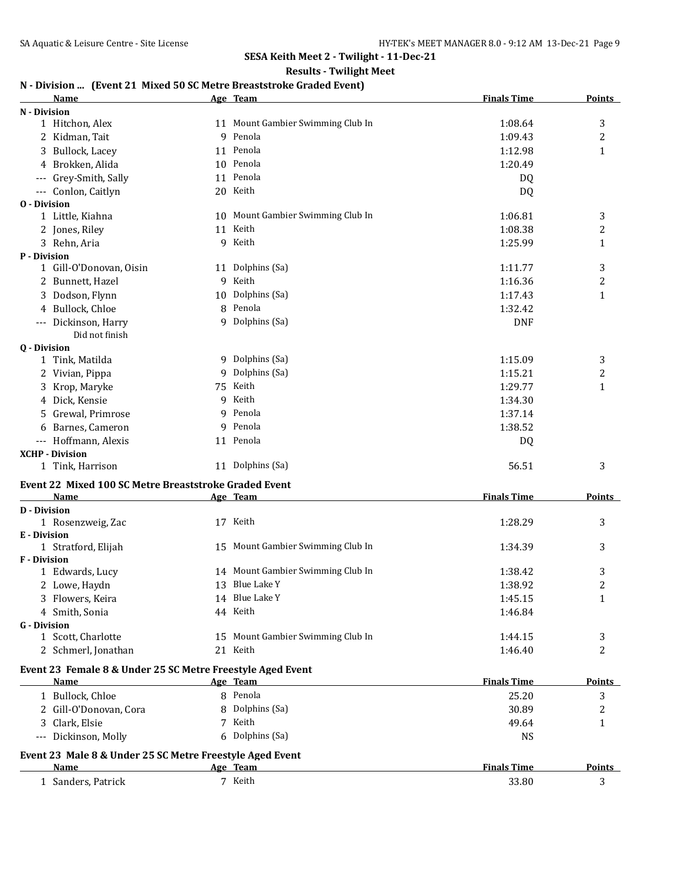## SESA Keith Meet 2 - Twilight - 11-Dec-21

### Results - Twilight Meet

### N - Division ... (Event 21 Mixed 50 SC Metre Breaststroke Graded Event)

| | Name | Age | Team | Finals Time | Points |
|---|---|---|---|---|---|
| **N - Division** | | | | | |
| 1 | Hitchon, Alex | 11 | Mount Gambier Swimming Club In | 1:08.64 | 3 |
| 2 | Kidman, Tait | 9 | Penola | 1:09.43 | 2 |
| 3 | Bullock, Lacey | 11 | Penola | 1:12.98 | 1 |
| 4 | Brokken, Alida | 10 | Penola | 1:20.49 | |
| --- | Grey-Smith, Sally | 11 | Penola | DQ | |
| --- | Conlon, Caitlyn | 20 | Keith | DQ | |
| **O - Division** | | | | | |
| 1 | Little, Kiahna | 10 | Mount Gambier Swimming Club In | 1:06.81 | 3 |
| 2 | Jones, Riley | 11 | Keith | 1:08.38 | 2 |
| 3 | Rehn, Aria | 9 | Keith | 1:25.99 | 1 |
| **P - Division** | | | | | |
| 1 | Gill-O'Donovan, Oisin | 11 | Dolphins (Sa) | 1:11.77 | 3 |
| 2 | Bunnett, Hazel | 9 | Keith | 1:16.36 | 2 |
| 3 | Dodson, Flynn | 10 | Dolphins (Sa) | 1:17.43 | 1 |
| 4 | Bullock, Chloe | 8 | Penola | 1:32.42 | |
| --- | Dickinson, Harry | 9 | Dolphins (Sa) | DNF | |
| | Did not finish | | | | |
| **Q - Division** | | | | | |
| 1 | Tink, Matilda | 9 | Dolphins (Sa) | 1:15.09 | 3 |
| 2 | Vivian, Pippa | 9 | Dolphins (Sa) | 1:15.21 | 2 |
| 3 | Krop, Maryke | 75 | Keith | 1:29.77 | 1 |
| 4 | Dick, Kensie | 9 | Keith | 1:34.30 | |
| 5 | Grewal, Primrose | 9 | Penola | 1:37.14 | |
| 6 | Barnes, Cameron | 9 | Penola | 1:38.52 | |
| --- | Hoffmann, Alexis | 11 | Penola | DQ | |
| **XCHP - Division** | | | | | |
| 1 | Tink, Harrison | 11 | Dolphins (Sa) | 56.51 | 3 |

### Event 22 Mixed 100 SC Metre Breaststroke Graded Event

| | Name | Age | Team | Finals Time | Points |
|---|---|---|---|---|---|
| **D - Division** | | | | | |
| 1 | Rosenzweig, Zac | 17 | Keith | 1:28.29 | 3 |
| **E - Division** | | | | | |
| 1 | Stratford, Elijah | 15 | Mount Gambier Swimming Club In | 1:34.39 | 3 |
| **F - Division** | | | | | |
| 1 | Edwards, Lucy | 14 | Mount Gambier Swimming Club In | 1:38.42 | 3 |
| 2 | Lowe, Haydn | 13 | Blue Lake Y | 1:38.92 | 2 |
| 3 | Flowers, Keira | 14 | Blue Lake Y | 1:45.15 | 1 |
| 4 | Smith, Sonia | 44 | Keith | 1:46.84 | |
| **G - Division** | | | | | |
| 1 | Scott, Charlotte | 15 | Mount Gambier Swimming Club In | 1:44.15 | 3 |
| 2 | Schmerl, Jonathan | 21 | Keith | 1:46.40 | 2 |

### Event 23 Female 8 & Under 25 SC Metre Freestyle Aged Event

| | Name | Age | Team | Finals Time | Points |
|---|---|---|---|---|---|
| 1 | Bullock, Chloe | 8 | Penola | 25.20 | 3 |
| 2 | Gill-O'Donovan, Cora | 8 | Dolphins (Sa) | 30.89 | 2 |
| 3 | Clark, Elsie | 7 | Keith | 49.64 | 1 |
| --- | Dickinson, Molly | 6 | Dolphins (Sa) | NS | |

### Event 23 Male 8 & Under 25 SC Metre Freestyle Aged Event

| | Name | Age | Team | Finals Time | Points |
|---|---|---|---|---|---|
| 1 | Sanders, Patrick | 7 | Keith | 33.80 | 3 |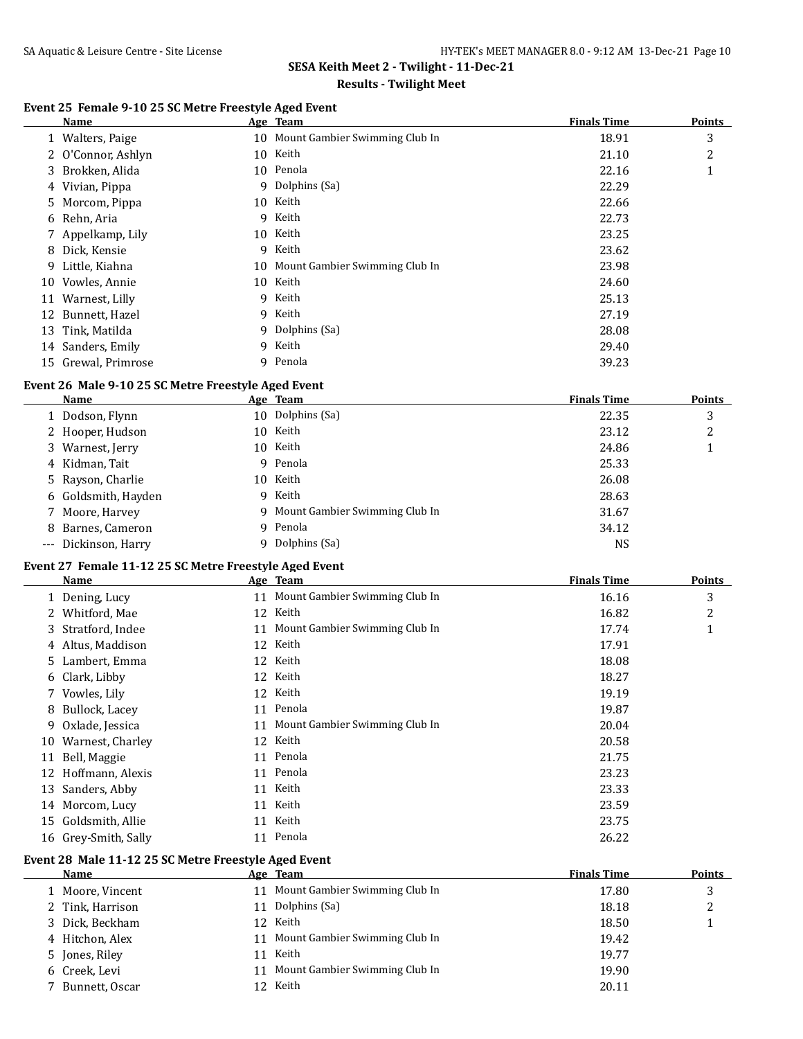## SESA Keith Meet 2 - Twilight - 11-Dec-21

### Results - Twilight Meet

#### Event 25 Female 9-10 25 SC Metre Freestyle Aged Event

| | Name | Age | Team | Finals Time | Points |
|---|---|---|---|---|---|
| 1 | Walters, Paige | 10 | Mount Gambier Swimming Club In | 18.91 | 3 |
| 2 | O'Connor, Ashlyn | 10 | Keith | 21.10 | 2 |
| 3 | Brokken, Alida | 10 | Penola | 22.16 | 1 |
| 4 | Vivian, Pippa | 9 | Dolphins (Sa) | 22.29 | |
| 5 | Morcom, Pippa | 10 | Keith | 22.66 | |
| 6 | Rehn, Aria | 9 | Keith | 22.73 | |
| 7 | Appelkamp, Lily | 10 | Keith | 23.25 | |
| 8 | Dick, Kensie | 9 | Keith | 23.62 | |
| 9 | Little, Kiahna | 10 | Mount Gambier Swimming Club In | 23.98 | |
| 10 | Vowles, Annie | 10 | Keith | 24.60 | |
| 11 | Warnest, Lilly | 9 | Keith | 25.13 | |
| 12 | Bunnett, Hazel | 9 | Keith | 27.19 | |
| 13 | Tink, Matilda | 9 | Dolphins (Sa) | 28.08 | |
| 14 | Sanders, Emily | 9 | Keith | 29.40 | |
| 15 | Grewal, Primrose | 9 | Penola | 39.23 | |

#### Event 26 Male 9-10 25 SC Metre Freestyle Aged Event

| | Name | Age | Team | Finals Time | Points |
|---|---|---|---|---|---|
| 1 | Dodson, Flynn | 10 | Dolphins (Sa) | 22.35 | 3 |
| 2 | Hooper, Hudson | 10 | Keith | 23.12 | 2 |
| 3 | Warnest, Jerry | 10 | Keith | 24.86 | 1 |
| 4 | Kidman, Tait | 9 | Penola | 25.33 | |
| 5 | Rayson, Charlie | 10 | Keith | 26.08 | |
| 6 | Goldsmith, Hayden | 9 | Keith | 28.63 | |
| 7 | Moore, Harvey | 9 | Mount Gambier Swimming Club In | 31.67 | |
| 8 | Barnes, Cameron | 9 | Penola | 34.12 | |
| --- | Dickinson, Harry | 9 | Dolphins (Sa) | NS | |

#### Event 27 Female 11-12 25 SC Metre Freestyle Aged Event

| | Name | Age | Team | Finals Time | Points |
|---|---|---|---|---|---|
| 1 | Dening, Lucy | 11 | Mount Gambier Swimming Club In | 16.16 | 3 |
| 2 | Whitford, Mae | 12 | Keith | 16.82 | 2 |
| 3 | Stratford, Indee | 11 | Mount Gambier Swimming Club In | 17.74 | 1 |
| 4 | Altus, Maddison | 12 | Keith | 17.91 | |
| 5 | Lambert, Emma | 12 | Keith | 18.08 | |
| 6 | Clark, Libby | 12 | Keith | 18.27 | |
| 7 | Vowles, Lily | 12 | Keith | 19.19 | |
| 8 | Bullock, Lacey | 11 | Penola | 19.87 | |
| 9 | Oxlade, Jessica | 11 | Mount Gambier Swimming Club In | 20.04 | |
| 10 | Warnest, Charley | 12 | Keith | 20.58 | |
| 11 | Bell, Maggie | 11 | Penola | 21.75 | |
| 12 | Hoffmann, Alexis | 11 | Penola | 23.23 | |
| 13 | Sanders, Abby | 11 | Keith | 23.33 | |
| 14 | Morcom, Lucy | 11 | Keith | 23.59 | |
| 15 | Goldsmith, Allie | 11 | Keith | 23.75 | |
| 16 | Grey-Smith, Sally | 11 | Penola | 26.22 | |

#### Event 28 Male 11-12 25 SC Metre Freestyle Aged Event

| | Name | Age | Team | Finals Time | Points |
|---|---|---|---|---|---|
| 1 | Moore, Vincent | 11 | Mount Gambier Swimming Club In | 17.80 | 3 |
| 2 | Tink, Harrison | 11 | Dolphins (Sa) | 18.18 | 2 |
| 3 | Dick, Beckham | 12 | Keith | 18.50 | 1 |
| 4 | Hitchon, Alex | 11 | Mount Gambier Swimming Club In | 19.42 | |
| 5 | Jones, Riley | 11 | Keith | 19.77 | |
| 6 | Creek, Levi | 11 | Mount Gambier Swimming Club In | 19.90 | |
| 7 | Bunnett, Oscar | 12 | Keith | 20.11 | |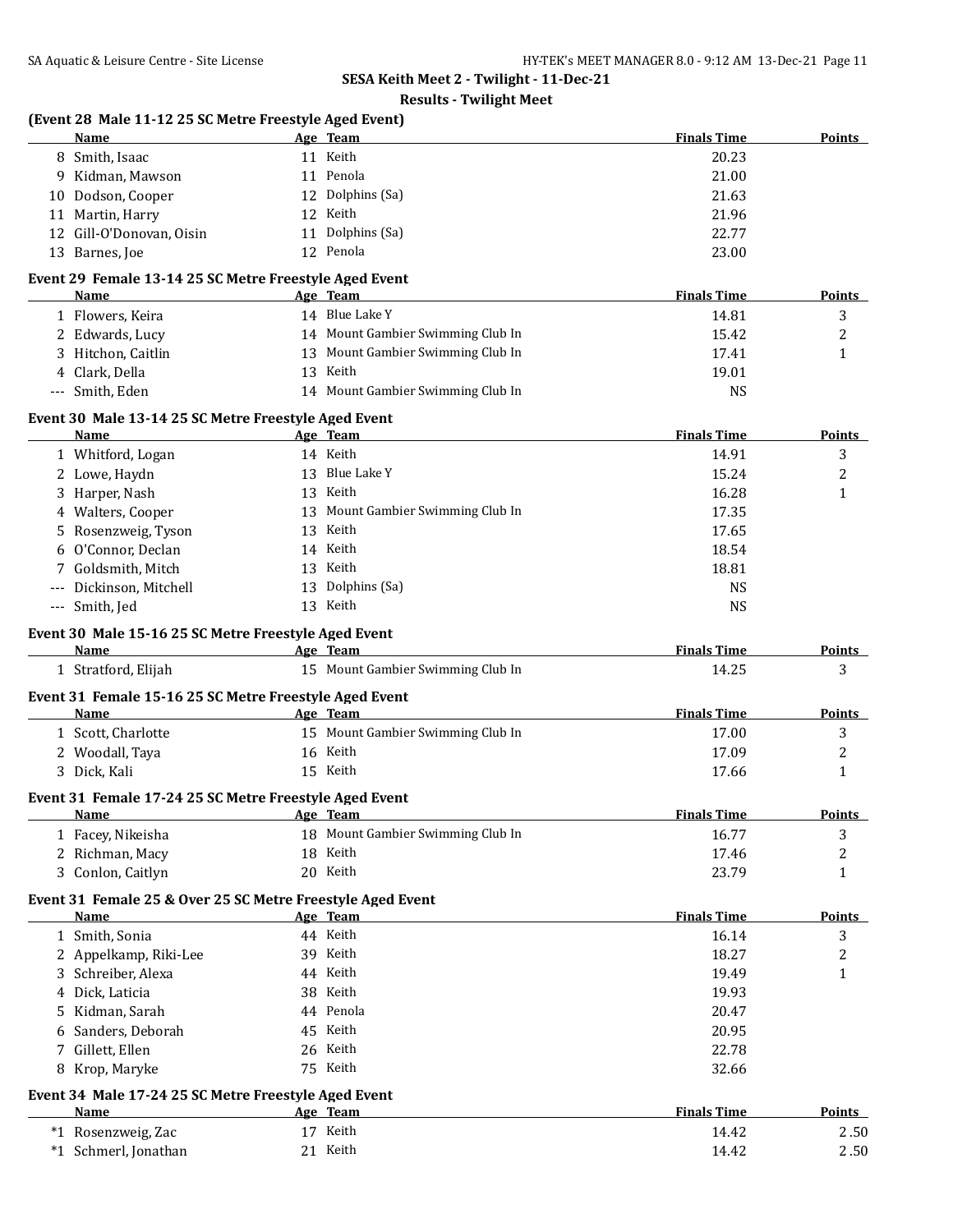## SESA Keith Meet 2 - Twilight - 11-Dec-21

### Results - Twilight Meet

**(Event 28 Male 11-12 25 SC Metre Freestyle Aged Event)**

| | Name | Age | Team | Finals Time | Points |
|---|---|---|---|---|---|
| 8 | Smith, Isaac | 11 | Keith | 20.23 | |
| 9 | Kidman, Mawson | 11 | Penola | 21.00 | |
| 10 | Dodson, Cooper | 12 | Dolphins (Sa) | 21.63 | |
| 11 | Martin, Harry | 12 | Keith | 21.96 | |
| 12 | Gill-O'Donovan, Oisin | 11 | Dolphins (Sa) | 22.77 | |
| 13 | Barnes, Joe | 12 | Penola | 23.00 | |

**Event 29 Female 13-14 25 SC Metre Freestyle Aged Event**

| | Name | Age | Team | Finals Time | Points |
|---|---|---|---|---|---|
| 1 | Flowers, Keira | 14 | Blue Lake Y | 14.81 | 3 |
| 2 | Edwards, Lucy | 14 | Mount Gambier Swimming Club In | 15.42 | 2 |
| 3 | Hitchon, Caitlin | 13 | Mount Gambier Swimming Club In | 17.41 | 1 |
| 4 | Clark, Della | 13 | Keith | 19.01 | |
| --- | Smith, Eden | 14 | Mount Gambier Swimming Club In | NS | |

**Event 30 Male 13-14 25 SC Metre Freestyle Aged Event**

| | Name | Age | Team | Finals Time | Points |
|---|---|---|---|---|---|
| 1 | Whitford, Logan | 14 | Keith | 14.91 | 3 |
| 2 | Lowe, Haydn | 13 | Blue Lake Y | 15.24 | 2 |
| 3 | Harper, Nash | 13 | Keith | 16.28 | 1 |
| 4 | Walters, Cooper | 13 | Mount Gambier Swimming Club In | 17.35 | |
| 5 | Rosenzweig, Tyson | 13 | Keith | 17.65 | |
| 6 | O'Connor, Declan | 14 | Keith | 18.54 | |
| 7 | Goldsmith, Mitch | 13 | Keith | 18.81 | |
| --- | Dickinson, Mitchell | 13 | Dolphins (Sa) | NS | |
| --- | Smith, Jed | 13 | Keith | NS | |

**Event 30 Male 15-16 25 SC Metre Freestyle Aged Event**

| | Name | Age | Team | Finals Time | Points |
|---|---|---|---|---|---|
| 1 | Stratford, Elijah | 15 | Mount Gambier Swimming Club In | 14.25 | 3 |

**Event 31 Female 15-16 25 SC Metre Freestyle Aged Event**

| | Name | Age | Team | Finals Time | Points |
|---|---|---|---|---|---|
| 1 | Scott, Charlotte | 15 | Mount Gambier Swimming Club In | 17.00 | 3 |
| 2 | Woodall, Taya | 16 | Keith | 17.09 | 2 |
| 3 | Dick, Kali | 15 | Keith | 17.66 | 1 |

**Event 31 Female 17-24 25 SC Metre Freestyle Aged Event**

| | Name | Age | Team | Finals Time | Points |
|---|---|---|---|---|---|
| 1 | Facey, Nikeisha | 18 | Mount Gambier Swimming Club In | 16.77 | 3 |
| 2 | Richman, Macy | 18 | Keith | 17.46 | 2 |
| 3 | Conlon, Caitlyn | 20 | Keith | 23.79 | 1 |

**Event 31 Female 25 & Over 25 SC Metre Freestyle Aged Event**

| | Name | Age | Team | Finals Time | Points |
|---|---|---|---|---|---|
| 1 | Smith, Sonia | 44 | Keith | 16.14 | 3 |
| 2 | Appelkamp, Riki-Lee | 39 | Keith | 18.27 | 2 |
| 3 | Schreiber, Alexa | 44 | Keith | 19.49 | 1 |
| 4 | Dick, Laticia | 38 | Keith | 19.93 | |
| 5 | Kidman, Sarah | 44 | Penola | 20.47 | |
| 6 | Sanders, Deborah | 45 | Keith | 20.95 | |
| 7 | Gillett, Ellen | 26 | Keith | 22.78 | |
| 8 | Krop, Maryke | 75 | Keith | 32.66 | |

**Event 34 Male 17-24 25 SC Metre Freestyle Aged Event**

| | Name | Age | Team | Finals Time | Points |
|---|---|---|---|---|---|
| *1 | Rosenzweig, Zac | 17 | Keith | 14.42 | 2.50 |
| *1 | Schmerl, Jonathan | 21 | Keith | 14.42 | 2.50 |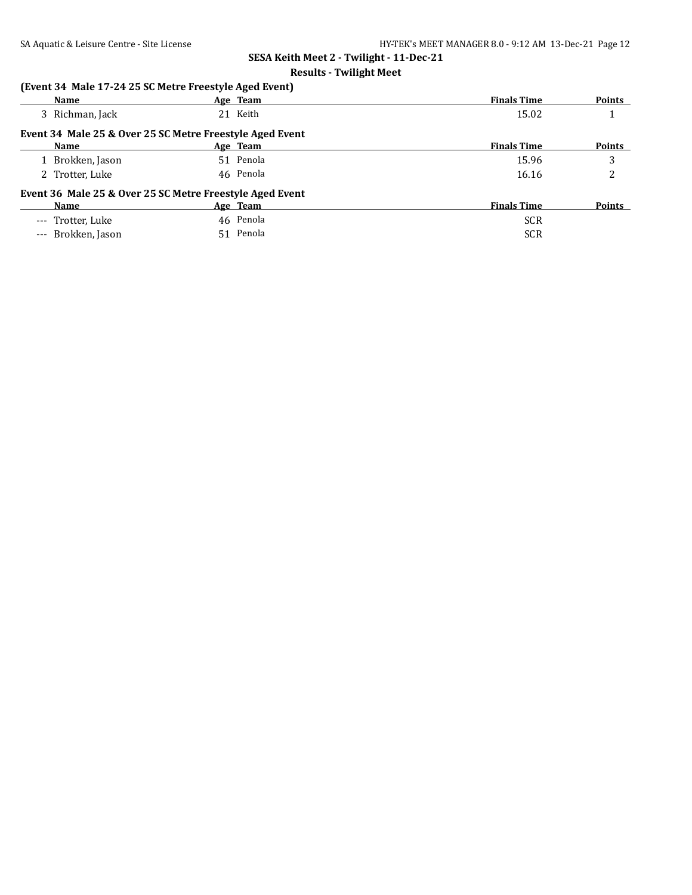**SESA Keith Meet 2 - Twilight - 11-Dec-21**

**Results - Twilight Meet**

### (Event 34 Male 17-24 25 SC Metre Freestyle Aged Event)

| | Name | Age | Team | Finals Time | Points |
|---|---|---|---|---|---|
| 3 | Richman, Jack | 21 | Keith | 15.02 | 1 |

### Event 34 Male 25 & Over 25 SC Metre Freestyle Aged Event

| | Name | Age | Team | Finals Time | Points |
|---|---|---|---|---|---|
| 1 | Brokken, Jason | 51 | Penola | 15.96 | 3 |
| 2 | Trotter, Luke | 46 | Penola | 16.16 | 2 |

### Event 36 Male 25 & Over 25 SC Metre Freestyle Aged Event

| | Name | Age | Team | Finals Time | Points |
|---|---|---|---|---|---|
| --- | Trotter, Luke | 46 | Penola | SCR | |
| --- | Brokken, Jason | 51 | Penola | SCR | |